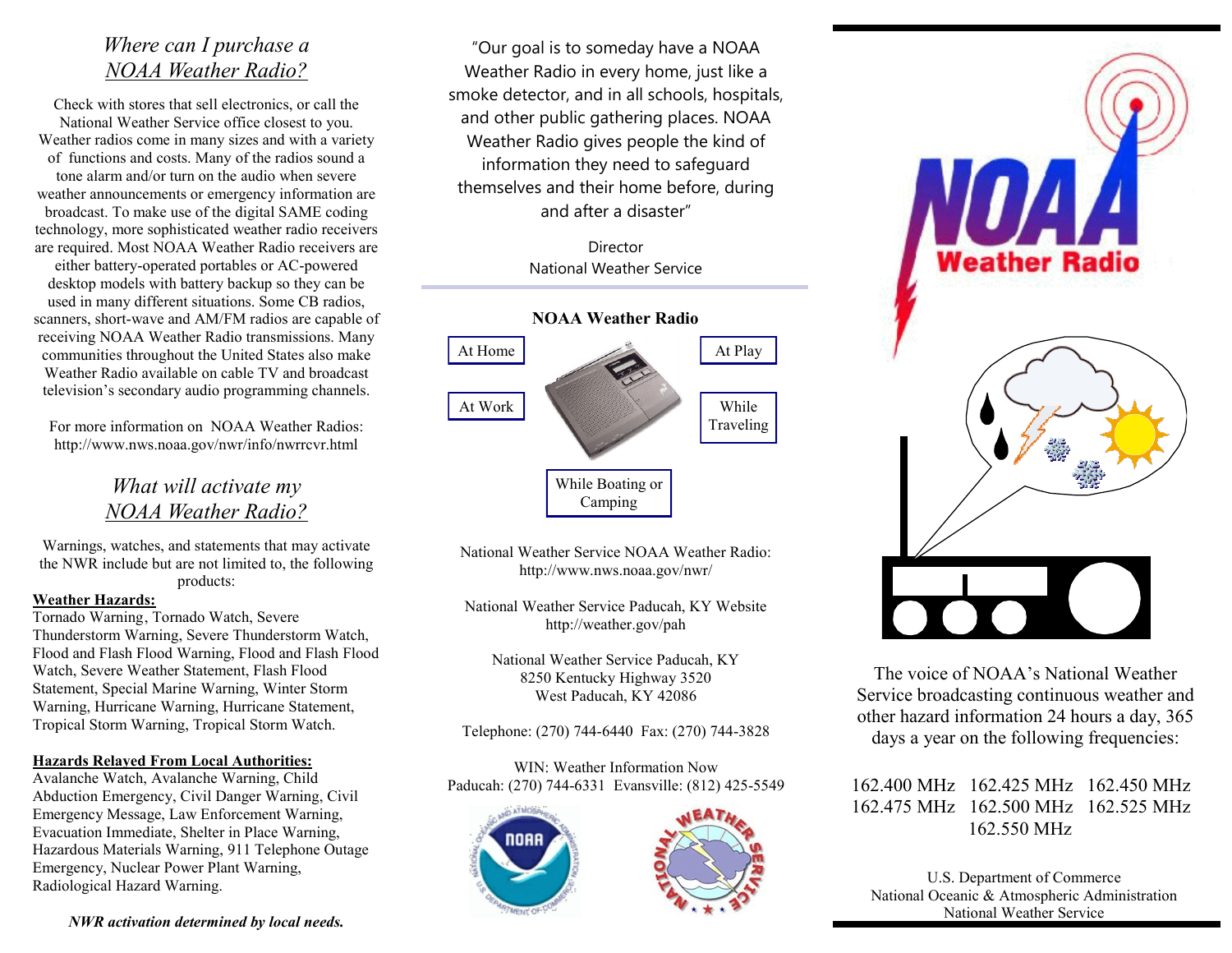## *Where can I purchase a NOAA Weather Radio?*

Check with stores that sell electronics, or call the National Weather Service office closest to you. Weather radios come in many sizes and with a variety of functions and costs. Many of the radios sound a tone alarm and/or turn on the audio when severe weather announcements or emergency information are broadcast. To make use of the digital SAME coding technology, more sophisticated weather radio receivers are required. Most NOAA Weather Radio receivers are either battery-operated portables or AC-powered desktop models with battery backup so they can be used in many different situations. Some CB radios, scanners, short-wave and AM/FM radios are capable of receiving NOAA Weather Radio transmissions. Many communities throughout the United States also make Weather Radio available on cable TV and broadcast television's secondary audio programming channels.

For more information on NOAA Weather Radios: http://www.nws.noaa.gov/nwr/info/nwrrcvr.html

## *What will activate my NOAA Weather Radio?*

Warnings, watches, and statements that may activate the NWR include but are not limited to, the following products:

**Weather Hazards:**
Tornado Warning, Tornado Watch, Severe Thunderstorm Warning, Severe Thunderstorm Watch, Flood and Flash Flood Warning, Flood and Flash Flood Watch, Severe Weather Statement, Flash Flood Statement, Special Marine Warning, Winter Storm Warning, Hurricane Warning, Hurricane Statement, Tropical Storm Warning, Tropical Storm Watch.

**Hazards Relayed From Local Authorities:**
Avalanche Watch, Avalanche Warning, Child Abduction Emergency, Civil Danger Warning, Civil Emergency Message, Law Enforcement Warning, Evacuation Immediate, Shelter in Place Warning, Hazardous Materials Warning, 911 Telephone Outage Emergency, Nuclear Power Plant Warning, Radiological Hazard Warning.

***NWR activation determined by local needs.***

"Our goal is to someday have a NOAA Weather Radio in every home, just like a smoke detector, and in all schools, hospitals, and other public gathering places. NOAA Weather Radio gives people the kind of information they need to safeguard themselves and their home before, during and after a disaster"

Director
National Weather Service

**NOAA Weather Radio**

- At Home
- At Work
- At Play
- While Traveling
- While Boating or Camping

National Weather Service NOAA Weather Radio:
http://www.nws.noaa.gov/nwr/

National Weather Service Paducah, KY Website
http://weather.gov/pah

National Weather Service Paducah, KY
8250 Kentucky Highway 3520
West Paducah, KY 42086

Telephone: (270) 744-6440 Fax: (270) 744-3828

WIN: Weather Information Now
Paducah: (270) 744-6331 Evansville: (812) 425-5549

# NOAA Weather Radio

The voice of NOAA's National Weather Service broadcasting continuous weather and other hazard information 24 hours a day, 365 days a year on the following frequencies:

162.400 MHz 162.425 MHz 162.450 MHz
162.475 MHz 162.500 MHz 162.525 MHz
162.550 MHz

U.S. Department of Commerce
National Oceanic & Atmospheric Administration
National Weather Service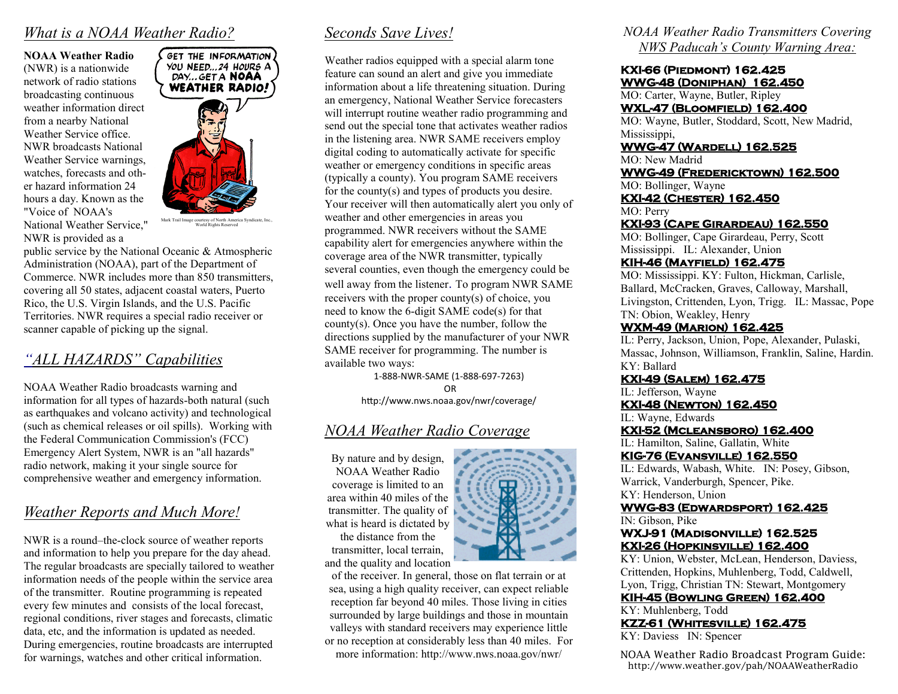## *What is a NOAA Weather Radio?*

**NOAA Weather Radio** (NWR) is a nationwide network of radio stations broadcasting continuous weather information direct from a nearby National Weather Service office. NWR broadcasts National Weather Service warnings, watches, forecasts and other hazard information 24 hours a day. Known as the "Voice of NOAA's National Weather Service," NWR is provided as a public service by the National Oceanic & Atmospheric Administration (NOAA), part of the Department of Commerce. NWR includes more than 850 transmitters, covering all 50 states, adjacent coastal waters, Puerto Rico, the U.S. Virgin Islands, and the U.S. Pacific Territories. NWR requires a special radio receiver or scanner capable of picking up the signal.

GET THE INFORMATION YOU NEED...24 HOURS A DAY...GET A NOAA WEATHER RADIO!

Mark Trail Image courtesy of North America Syndicate, Inc., World Rights Reserved

## *"ALL HAZARDS" Capabilities*

NOAA Weather Radio broadcasts warning and information for all types of hazards-both natural (such as earthquakes and volcano activity) and technological (such as chemical releases or oil spills). Working with the Federal Communication Commission's (FCC) Emergency Alert System, NWR is an "all hazards" radio network, making it your single source for comprehensive weather and emergency information.

## *Weather Reports and Much More!*

NWR is a round–the-clock source of weather reports and information to help you prepare for the day ahead. The regular broadcasts are specially tailored to weather information needs of the people within the service area of the transmitter. Routine programming is repeated every few minutes and consists of the local forecast, regional conditions, river stages and forecasts, climatic data, etc, and the information is updated as needed. During emergencies, routine broadcasts are interrupted for warnings, watches and other critical information.

## *Seconds Save Lives!*

Weather radios equipped with a special alarm tone feature can sound an alert and give you immediate information about a life threatening situation. During an emergency, National Weather Service forecasters will interrupt routine weather radio programming and send out the special tone that activates weather radios in the listening area. NWR SAME receivers employ digital coding to automatically activate for specific weather or emergency conditions in specific areas (typically a county). You program SAME receivers for the county(s) and types of products you desire. Your receiver will then automatically alert you only of weather and other emergencies in areas you programmed. NWR receivers without the SAME capability alert for emergencies anywhere within the coverage area of the NWR transmitter, typically several counties, even though the emergency could be well away from the listener. To program NWR SAME receivers with the proper county(s) of choice, you need to know the 6-digit SAME code(s) for that county(s). Once you have the number, follow the directions supplied by the manufacturer of your NWR SAME receiver for programming. The number is available two ways:

1-888-NWR-SAME (1-888-697-7263)

OR

http://www.nws.noaa.gov/nwr/coverage/

## *NOAA Weather Radio Coverage*

By nature and by design, NOAA Weather Radio coverage is limited to an area within 40 miles of the transmitter. The quality of what is heard is dictated by the distance from the transmitter, local terrain, and the quality and location of the receiver. In general, those on flat terrain or at sea, using a high quality receiver, can expect reliable reception far beyond 40 miles. Those living in cities surrounded by large buildings and those in mountain valleys with standard receivers may experience little or no reception at considerably less than 40 miles. For more information: http://www.nws.noaa.gov/nwr/

## *NOAA Weather Radio Transmitters Covering NWS Paducah's County Warning Area:*

**KXI-66 (Piedmont) 162.425**
**WWG-48 (Doniphan) 162.450**
MO: Carter, Wayne, Butler, Ripley

**WXL-47 (Bloomfield) 162.400**
MO: Wayne, Butler, Stoddard, Scott, New Madrid, Mississippi,

**WWG-47 (Wardell) 162.525**
MO: New Madrid

**WWG-49 (Fredericktown) 162.500**
MO: Bollinger, Wayne

**KXI-42 (Chester) 162.450**
MO: Perry

**KXI-93 (Cape Girardeau) 162.550**
MO: Bollinger, Cape Girardeau, Perry, Scott Mississippi. IL: Alexander, Union

**KIH-46 (Mayfield) 162.475**
MO: Mississippi. KY: Fulton, Hickman, Carlisle, Ballard, McCracken, Graves, Calloway, Marshall, Livingston, Crittenden, Lyon, Trigg. IL: Massac, Pope TN: Obion, Weakley, Henry

**WXM-49 (Marion) 162.425**
IL: Perry, Jackson, Union, Pope, Alexander, Pulaski, Massac, Johnson, Williamson, Franklin, Saline, Hardin. KY: Ballard

**KXI-49 (Salem) 162.475**
IL: Jefferson, Wayne

**KXI-48 (Newton) 162.450**
IL: Wayne, Edwards

**KXI-52 (Mcleansboro) 162.400**
IL: Hamilton, Saline, Gallatin, White

**KIG-76 (Evansville) 162.550**
IL: Edwards, Wabash, White. IN: Posey, Gibson, Warrick, Vanderburgh, Spencer, Pike. KY: Henderson, Union

**WWG-83 (Edwardsport) 162.425**
IN: Gibson, Pike

**WXJ-91 (Madisonville) 162.525**
**KXI-26 (Hopkinsville) 162.400**
KY: Union, Webster, McLean, Henderson, Daviess, Crittenden, Hopkins, Muhlenberg, Todd, Caldwell, Lyon, Trigg, Christian TN: Stewart, Montgomery

**KIH-45 (Bowling Green) 162.400**
KY: Muhlenberg, Todd

**KZZ-61 (Whitesville) 162.475**
KY: Daviess IN: Spencer

NOAA Weather Radio Broadcast Program Guide:
http://www.weather.gov/pah/NOAAWeatherRadio